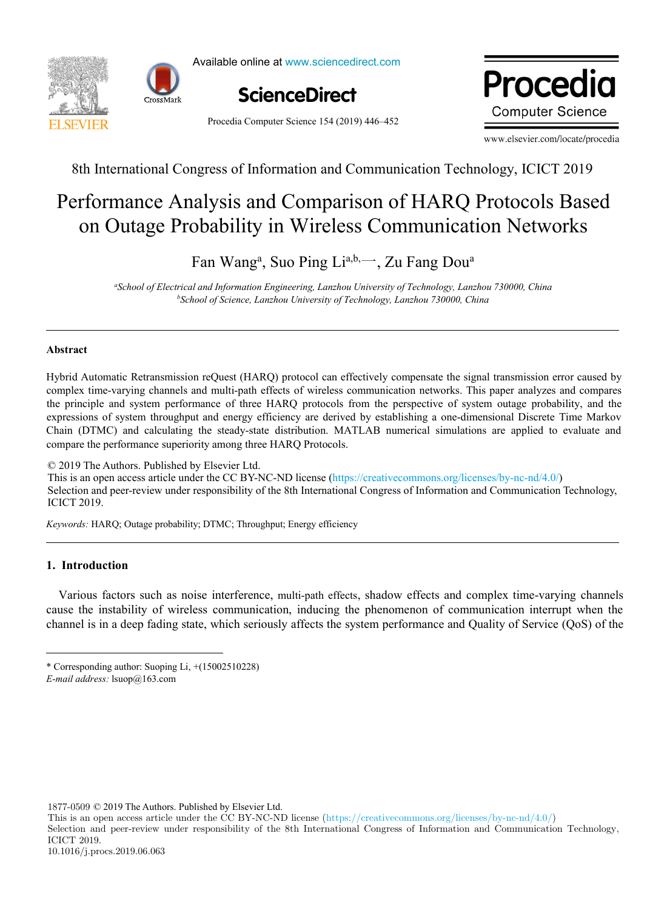Available online at www.sciencedirect.com

ScienceDirect

Procedia Computer Science 154 (2019) 446–452

www.elsevier.com/locate/procedia

8th International Congress of Information and Communication Technology, ICICT 2019

# Performance Analysis and Comparison of HARQ Protocols Based on Outage Probability in Wireless Communication Networks

Fan Wang[a], Suo Ping Li[a,b,*], Zu Fang Dou[a]

[a]*School of Electrical and Information Engineering, Lanzhou University of Technology, Lanzhou 730000, China*
[b]*School of Science, Lanzhou University of Technology, Lanzhou 730000, China*

## Abstract

Hybrid Automatic Retransmission reQuest (HARQ) protocol can effectively compensate the signal transmission error caused by complex time-varying channels and multi-path effects of wireless communication networks. This paper analyzes and compares the principle and system performance of three HARQ protocols from the perspective of system outage probability, and the expressions of system throughput and energy efficiency are derived by establishing a one-dimensional Discrete Time Markov Chain (DTMC) and calculating the steady-state distribution. MATLAB numerical simulations are applied to evaluate and compare the performance superiority among three HARQ Protocols.

© 2019 The Authors. Published by Elsevier Ltd.
This is an open access article under the CC BY-NC-ND license (https://creativecommons.org/licenses/by-nc-nd/4.0/)
Selection and peer-review under responsibility of the 8th International Congress of Information and Communication Technology, ICICT 2019.

*Keywords:* HARQ; Outage probability; DTMC; Throughput; Energy efficiency

## 1. Introduction

Various factors such as noise interference, multi-path effects, shadow effects and complex time-varying channels cause the instability of wireless communication, inducing the phenomenon of communication interrupt when the channel is in a deep fading state, which seriously affects the system performance and Quality of Service (QoS) of the

* Corresponding author: Suoping Li, +(15002510228)
*E-mail address:* lsuop@163.com

1877-0509 © 2019 The Authors. Published by Elsevier Ltd.
This is an open access article under the CC BY-NC-ND license (https://creativecommons.org/licenses/by-nc-nd/4.0/)
Selection and peer-review under responsibility of the 8th International Congress of Information and Communication Technology, ICICT 2019.
10.1016/j.procs.2019.06.063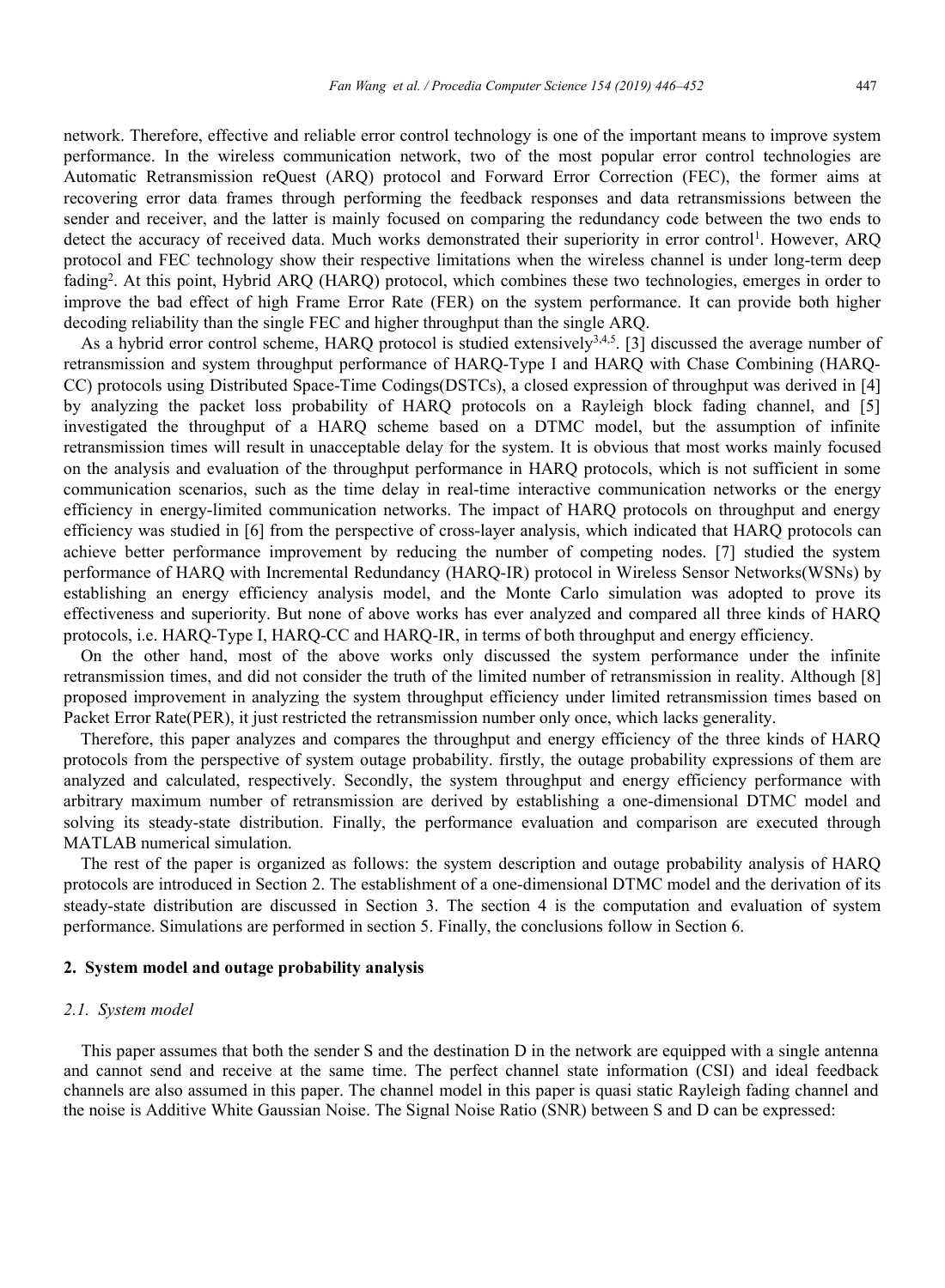network. Therefore, effective and reliable error control technology is one of the important means to improve system performance. In the wireless communication network, two of the most popular error control technologies are Automatic Retransmission reQuest (ARQ) protocol and Forward Error Correction (FEC), the former aims at recovering error data frames through performing the feedback responses and data retransmissions between the sender and receiver, and the latter is mainly focused on comparing the redundancy code between the two ends to detect the accuracy of received data. Much works demonstrated their superiority in error control[1]. However, ARQ protocol and FEC technology show their respective limitations when the wireless channel is under long-term deep fading[2]. At this point, Hybrid ARQ (HARQ) protocol, which combines these two technologies, emerges in order to improve the bad effect of high Frame Error Rate (FER) on the system performance. It can provide both higher decoding reliability than the single FEC and higher throughput than the single ARQ.

As a hybrid error control scheme, HARQ protocol is studied extensively[3,4,5]. [3] discussed the average number of retransmission and system throughput performance of HARQ-Type I and HARQ with Chase Combining (HARQ-CC) protocols using Distributed Space-Time Codings(DSTCs), a closed expression of throughput was derived in [4] by analyzing the packet loss probability of HARQ protocols on a Rayleigh block fading channel, and [5] investigated the throughput of a HARQ scheme based on a DTMC model, but the assumption of infinite retransmission times will result in unacceptable delay for the system. It is obvious that most works mainly focused on the analysis and evaluation of the throughput performance in HARQ protocols, which is not sufficient in some communication scenarios, such as the time delay in real-time interactive communication networks or the energy efficiency in energy-limited communication networks. The impact of HARQ protocols on throughput and energy efficiency was studied in [6] from the perspective of cross-layer analysis, which indicated that HARQ protocols can achieve better performance improvement by reducing the number of competing nodes. [7] studied the system performance of HARQ with Incremental Redundancy (HARQ-IR) protocol in Wireless Sensor Networks(WSNs) by establishing an energy efficiency analysis model, and the Monte Carlo simulation was adopted to prove its effectiveness and superiority. But none of above works has ever analyzed and compared all three kinds of HARQ protocols, i.e. HARQ-Type I, HARQ-CC and HARQ-IR, in terms of both throughput and energy efficiency.

On the other hand, most of the above works only discussed the system performance under the infinite retransmission times, and did not consider the truth of the limited number of retransmission in reality. Although [8] proposed improvement in analyzing the system throughput efficiency under limited retransmission times based on Packet Error Rate(PER), it just restricted the retransmission number only once, which lacks generality.

Therefore, this paper analyzes and compares the throughput and energy efficiency of the three kinds of HARQ protocols from the perspective of system outage probability. firstly, the outage probability expressions of them are analyzed and calculated, respectively. Secondly, the system throughput and energy efficiency performance with arbitrary maximum number of retransmission are derived by establishing a one-dimensional DTMC model and solving its steady-state distribution. Finally, the performance evaluation and comparison are executed through MATLAB numerical simulation.

The rest of the paper is organized as follows: the system description and outage probability analysis of HARQ protocols are introduced in Section 2. The establishment of a one-dimensional DTMC model and the derivation of its steady-state distribution are discussed in Section 3. The section 4 is the computation and evaluation of system performance. Simulations are performed in section 5. Finally, the conclusions follow in Section 6.

## 2. System model and outage probability analysis

### *2.1. System model*

This paper assumes that both the sender S and the destination D in the network are equipped with a single antenna and cannot send and receive at the same time. The perfect channel state information (CSI) and ideal feedback channels are also assumed in this paper. The channel model in this paper is quasi static Rayleigh fading channel and the noise is Additive White Gaussian Noise. The Signal Noise Ratio (SNR) between S and D can be expressed: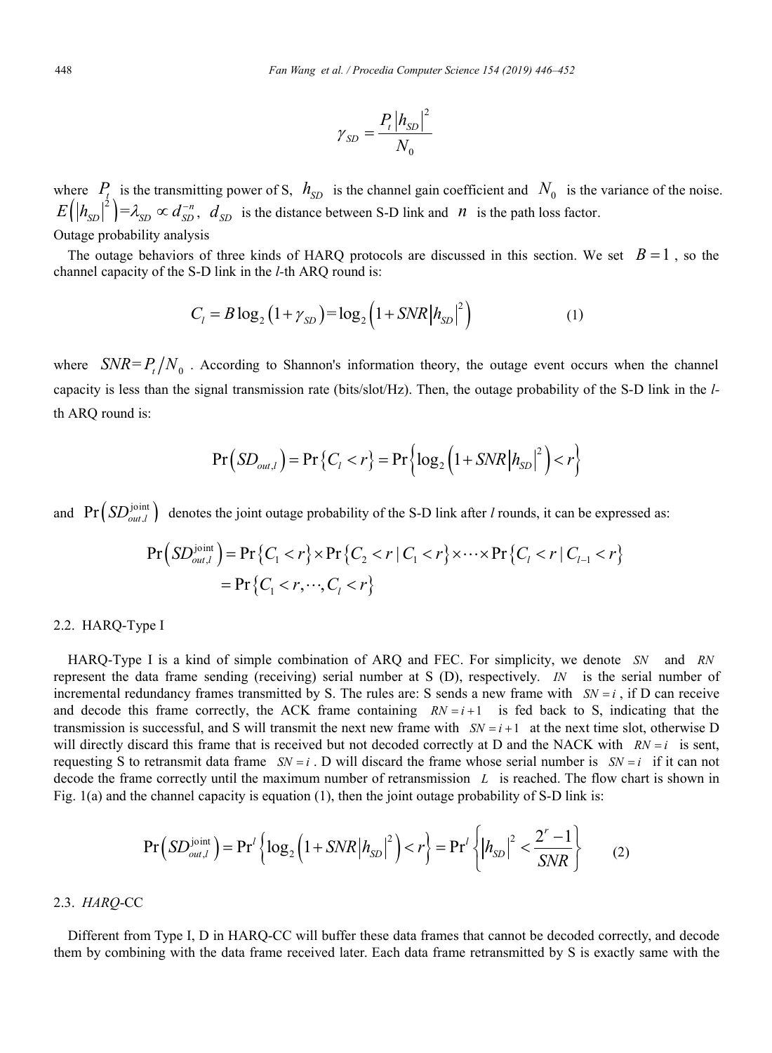$$\gamma_{SD} = \frac{P_t |h_{SD}|^2}{N_0}$$

where $P_t$ is the transmitting power of S, $h_{SD}$ is the channel gain coefficient and $N_0$ is the variance of the noise. $E\left(|h_{SD}|^2\right)=\lambda_{SD} \propto d_{SD}^{-n}$, $d_{SD}$ is the distance between S-D link and $n$ is the path loss factor.

Outage probability analysis

The outage behaviors of three kinds of HARQ protocols are discussed in this section. We set $B=1$, so the channel capacity of the S-D link in the *l*-th ARQ round is:

$$C_l = B\log_2\left(1+\gamma_{SD}\right)=\log_2\left(1+SNR|h_{SD}|^2\right) \tag{1}$$

where $SNR=P_t/N_0$. According to Shannon's information theory, the outage event occurs when the channel capacity is less than the signal transmission rate (bits/slot/Hz). Then, the outage probability of the S-D link in the *l*-th ARQ round is:

$$\Pr\left(SD_{out,l}\right) = \Pr\left\{C_l < r\right\} = \Pr\left\{\log_2\left(1+SNR|h_{SD}|^2\right) < r\right\}$$

and $\Pr\left(SD_{out,l}^{\text{joint}}\right)$ denotes the joint outage probability of the S-D link after *l* rounds, it can be expressed as:

$$\begin{aligned}\Pr\left(SD_{out,l}^{\text{joint}}\right) &= \Pr\left\{C_1 < r\right\} \times \Pr\left\{C_2 < r \mid C_1 < r\right\} \times \cdots \times \Pr\left\{C_l < r \mid C_{l-1} < r\right\} \\ &= \Pr\left\{C_1 < r, \cdots, C_l < r\right\}\end{aligned}$$

## 2.2. HARQ-Type I

HARQ-Type I is a kind of simple combination of ARQ and FEC. For simplicity, we denote $SN$ and $RN$ represent the data frame sending (receiving) serial number at S (D), respectively. $IN$ is the serial number of incremental redundancy frames transmitted by S. The rules are: S sends a new frame with $SN=i$, if D can receive and decode this frame correctly, the ACK frame containing $RN=i+1$ is fed back to S, indicating that the transmission is successful, and S will transmit the next new frame with $SN=i+1$ at the next time slot, otherwise D will directly discard this frame that is received but not decoded correctly at D and the NACK with $RN=i$ is sent, requesting S to retransmit data frame $SN=i$. D will discard the frame whose serial number is $SN=i$ if it can not decode the frame correctly until the maximum number of retransmission $L$ is reached. The flow chart is shown in Fig. 1(a) and the channel capacity is equation (1), then the joint outage probability of S-D link is:

$$\Pr\left(SD_{out,l}^{\text{joint}}\right) = \Pr^l\left\{\log_2\left(1+SNR|h_{SD}|^2\right) < r\right\} = \Pr^l\left\{|h_{SD}|^2 < \frac{2^r-1}{SNR}\right\} \tag{2}$$

## 2.3. *HARQ*-CC

Different from Type I, D in HARQ-CC will buffer these data frames that cannot be decoded correctly, and decode them by combining with the data frame received later. Each data frame retransmitted by S is exactly same with the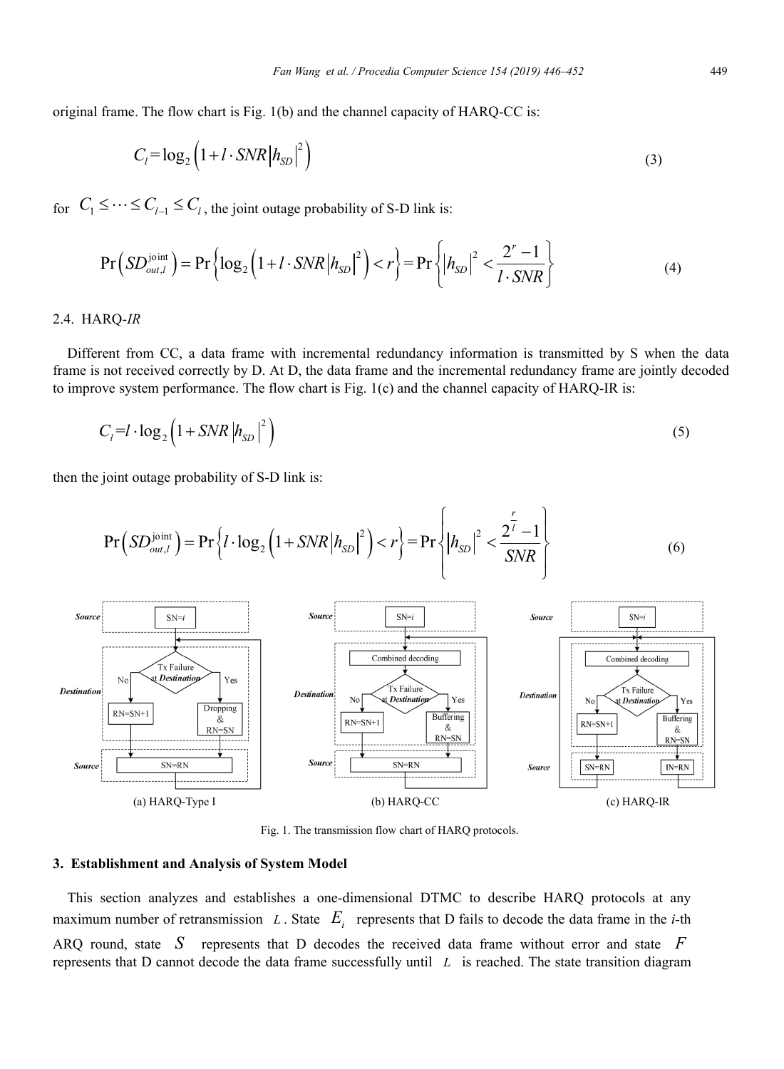original frame. The flow chart is Fig. 1(b) and the channel capacity of HARQ-CC is:

$$C_l = \log_2\left(1 + l \cdot SNR\left|h_{SD}\right|^2\right) \tag{3}$$

for $C_1 \le \cdots \le C_{l-1} \le C_l$, the joint outage probability of S-D link is:

$$\Pr\left(SD_{out,l}^{\text{joint}}\right) = \Pr\left\{\log_2\left(1 + l \cdot SNR\left|h_{SD}\right|^2\right) < r\right\} = \Pr\left\{\left|h_{SD}\right|^2 < \frac{2^r - 1}{l \cdot SNR}\right\} \tag{4}$$

### 2.4. HARQ-*IR*

Different from CC, a data frame with incremental redundancy information is transmitted by S when the data frame is not received correctly by D. At D, the data frame and the incremental redundancy frame are jointly decoded to improve system performance. The flow chart is Fig. 1(c) and the channel capacity of HARQ-IR is:

$$C_l = l \cdot \log_2\left(1 + SNR\left|h_{SD}\right|^2\right) \tag{5}$$

then the joint outage probability of S-D link is:

$$\Pr\left(SD_{out,l}^{\text{joint}}\right) = \Pr\left\{l \cdot \log_2\left(1 + SNR\left|h_{SD}\right|^2\right) < r\right\} = \Pr\left\{\left|h_{SD}\right|^2 < \frac{2^{\frac{r}{l}} - 1}{SNR}\right\} \tag{6}$$

(a) HARQ-Type I (b) HARQ-CC (c) HARQ-IR

Fig. 1. The transmission flow chart of HARQ protocols.

## 3. Establishment and Analysis of System Model

This section analyzes and establishes a one-dimensional DTMC to describe HARQ protocols at any maximum number of retransmission $L$. State $E_i$ represents that D fails to decode the data frame in the *i*-th ARQ round, state $S$ represents that D decodes the received data frame without error and state $F$ represents that D cannot decode the data frame successfully until $L$ is reached. The state transition diagram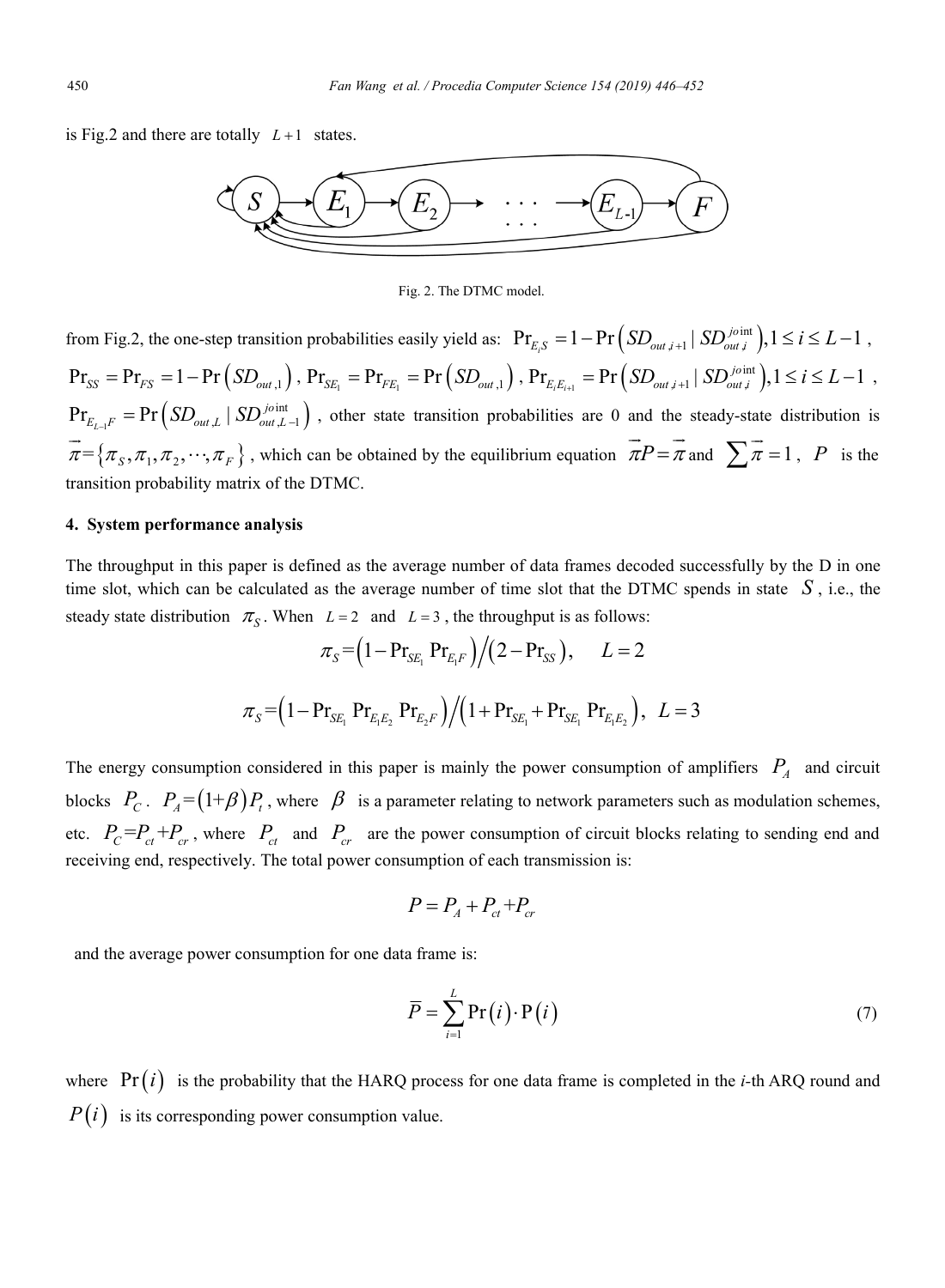is Fig.2 and there are totally $L+1$ states.

Fig. 2. The DTMC model.

from Fig.2, the one-step transition probabilities easily yield as: $\Pr_{E_iS} = 1 - \Pr\left(SD_{out,i+1} \mid SD_{out,i}^{joint}\right), 1 \le i \le L-1$, $\Pr_{SS} = \Pr_{FS} = 1 - \Pr\left(SD_{out,1}\right)$, $\Pr_{SE_1} = \Pr_{FE_1} = \Pr\left(SD_{out,1}\right)$, $\Pr_{E_iE_{i+1}} = \Pr\left(SD_{out,i+1} \mid SD_{out,i}^{joint}\right), 1 \le i \le L-1$, $\Pr_{E_{L-1}F} = \Pr\left(SD_{out,L} \mid SD_{out,L-1}^{joint}\right)$, other state transition probabilities are 0 and the steady-state distribution is $\vec{\pi} = \{\pi_S, \pi_1, \pi_2, \cdots, \pi_F\}$, which can be obtained by the equilibrium equation $\vec{\pi}P = \vec{\pi}$ and $\sum \vec{\pi} = 1$, $P$ is the transition probability matrix of the DTMC.

## 4. System performance analysis

The throughput in this paper is defined as the average number of data frames decoded successfully by the D in one time slot, which can be calculated as the average number of time slot that the DTMC spends in state $S$, i.e., the steady state distribution $\pi_S$. When $L=2$ and $L=3$, the throughput is as follows:

$$\pi_S = \left(1 - \Pr_{SE_1}\Pr_{E_1F}\right) \Big/ \left(2 - \Pr_{SS}\right), \quad L=2$$

$$\pi_S = \left(1 - \Pr_{SE_1}\Pr_{E_1E_2}\Pr_{E_2F}\right) \Big/ \left(1 + \Pr_{SE_1} + \Pr_{SE_1}\Pr_{E_1E_2}\right), \quad L=3$$

The energy consumption considered in this paper is mainly the power consumption of amplifiers $P_A$ and circuit blocks $P_C$. $P_A = (1+\beta)P_t$, where $\beta$ is a parameter relating to network parameters such as modulation schemes, etc. $P_C = P_{ct} + P_{cr}$, where $P_{ct}$ and $P_{cr}$ are the power consumption of circuit blocks relating to sending end and receiving end, respectively. The total power consumption of each transmission is:

$$P = P_A + P_{ct} + P_{cr}$$

and the average power consumption for one data frame is:

$$\overline{P} = \sum_{i=1}^{L} \Pr(i) \cdot \mathrm{P}(i) \tag{7}$$

where $\Pr(i)$ is the probability that the HARQ process for one data frame is completed in the *i*-th ARQ round and $P(i)$ is its corresponding power consumption value.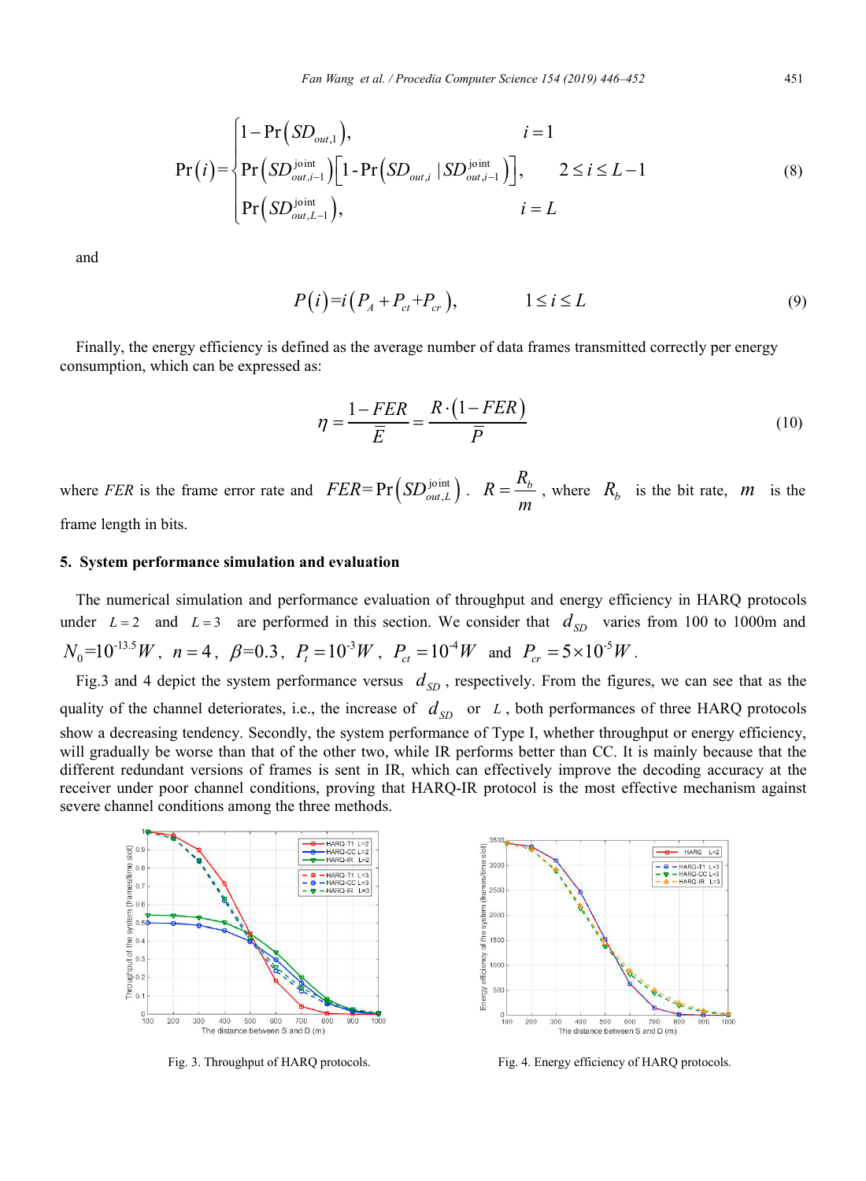$$\Pr(i)=\begin{cases}1-\Pr\left(SD_{out,1}\right), & i=1\\ \Pr\left(SD_{out,i-1}^{\text{joint}}\right)\left[1-\Pr\left(SD_{out,i}\,|\,SD_{out,i-1}^{\text{joint}}\right)\right], & 2\le i\le L-1\\ \Pr\left(SD_{out,L-1}^{\text{joint}}\right), & i=L\end{cases} \tag{8}$$

and

$$P(i)=i\left(P_A+P_{ct}+P_{cr}\right), \qquad 1\le i\le L \tag{9}$$

Finally, the energy efficiency is defined as the average number of data frames transmitted correctly per energy consumption, which can be expressed as:

$$\eta=\frac{1-FER}{\overline{E}}=\frac{R\cdot(1-FER)}{\overline{P}} \tag{10}$$

where $FER$ is the frame error rate and $FER=\Pr\left(SD_{out,L}^{\text{joint}}\right)$. $R=\frac{R_b}{m}$, where $R_b$ is the bit rate, $m$ is the frame length in bits.

## 5. System performance simulation and evaluation

The numerical simulation and performance evaluation of throughput and energy efficiency in HARQ protocols under $L=2$ and $L=3$ are performed in this section. We consider that $d_{SD}$ varies from 100 to 1000m and $N_0=10^{-13.5}W$, $n=4$, $\beta$=0.3, $P_t=10^{-3}W$, $P_{ct}=10^{-4}W$ and $P_{cr}=5\times10^{-5}W$.

Fig.3 and 4 depict the system performance versus $d_{SD}$, respectively. From the figures, we can see that as the quality of the channel deteriorates, i.e., the increase of $d_{SD}$ or $L$, both performances of three HARQ protocols show a decreasing tendency. Secondly, the system performance of Type I, whether throughput or energy efficiency, will gradually be worse than that of the other two, while IR performs better than CC. It is mainly because that the different redundant versions of frames is sent in IR, which can effectively improve the decoding accuracy at the receiver under poor channel conditions, proving that HARQ-IR protocol is the most effective mechanism against severe channel conditions among the three methods.

Fig. 3. Throughput of HARQ protocols.

Fig. 4. Energy efficiency of HARQ protocols.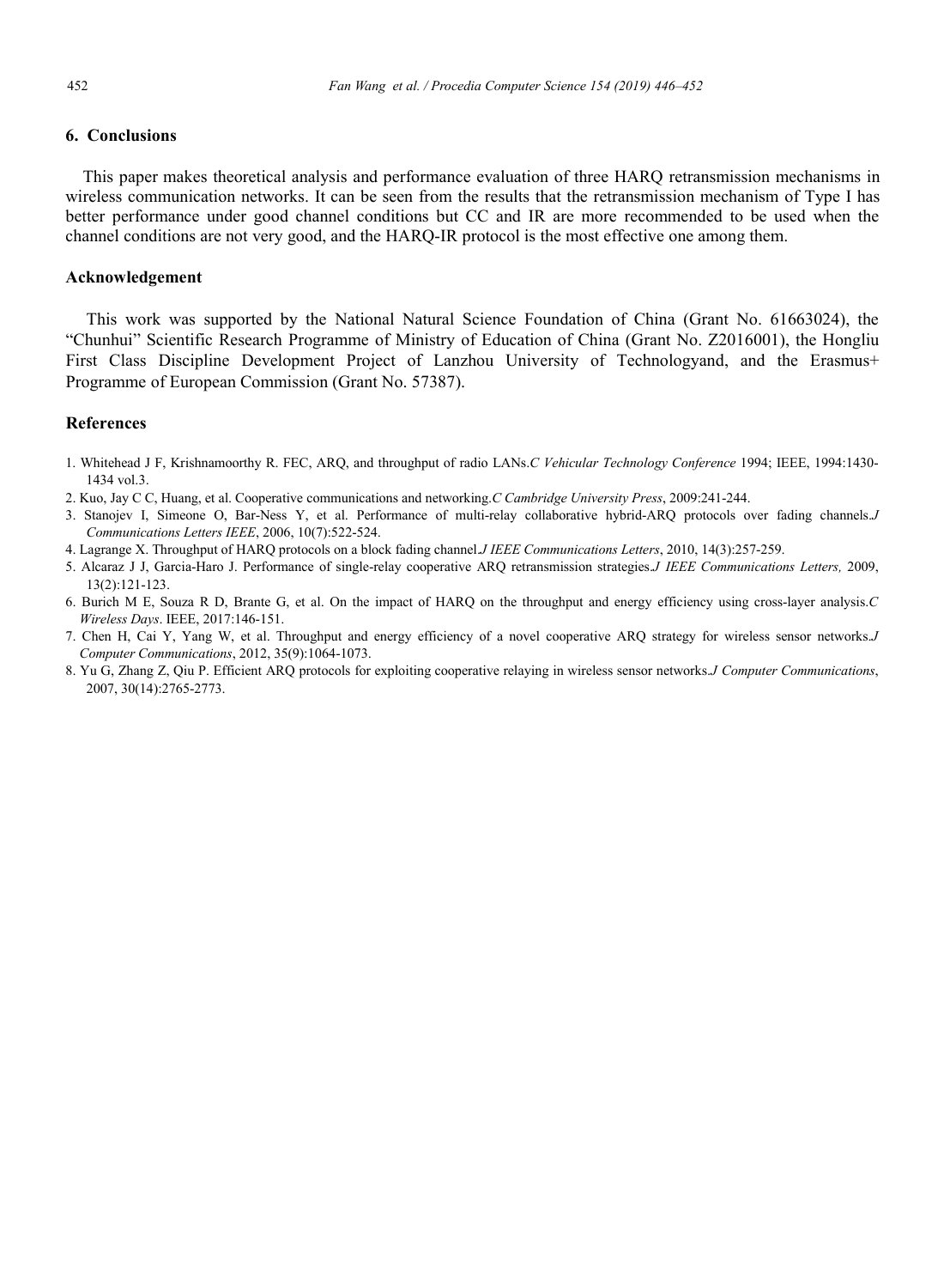## 6. Conclusions

This paper makes theoretical analysis and performance evaluation of three HARQ retransmission mechanisms in wireless communication networks. It can be seen from the results that the retransmission mechanism of Type I has better performance under good channel conditions but CC and IR are more recommended to be used when the channel conditions are not very good, and the HARQ-IR protocol is the most effective one among them.

## Acknowledgement

This work was supported by the National Natural Science Foundation of China (Grant No. 61663024), the "Chunhui" Scientific Research Programme of Ministry of Education of China (Grant No. Z2016001), the Hongliu First Class Discipline Development Project of Lanzhou University of Technologyand, and the Erasmus+ Programme of European Commission (Grant No. 57387).

## References

1. Whitehead J F, Krishnamoorthy R. FEC, ARQ, and throughput of radio LANs.*C Vehicular Technology Conference* 1994; IEEE, 1994:1430-1434 vol.3.
2. Kuo, Jay C C, Huang, et al. Cooperative communications and networking.*C Cambridge University Press*, 2009:241-244.
3. Stanojev I, Simeone O, Bar-Ness Y, et al. Performance of multi-relay collaborative hybrid-ARQ protocols over fading channels.*J Communications Letters IEEE*, 2006, 10(7):522-524.
4. Lagrange X. Throughput of HARQ protocols on a block fading channel.*J IEEE Communications Letters*, 2010, 14(3):257-259.
5. Alcaraz J J, Garcia-Haro J. Performance of single-relay cooperative ARQ retransmission strategies.*J IEEE Communications Letters,* 2009, 13(2):121-123.
6. Burich M E, Souza R D, Brante G, et al. On the impact of HARQ on the throughput and energy efficiency using cross-layer analysis.*C Wireless Days*. IEEE, 2017:146-151.
7. Chen H, Cai Y, Yang W, et al. Throughput and energy efficiency of a novel cooperative ARQ strategy for wireless sensor networks.*J Computer Communications*, 2012, 35(9):1064-1073.
8. Yu G, Zhang Z, Qiu P. Efficient ARQ protocols for exploiting cooperative relaying in wireless sensor networks.*J Computer Communications*, 2007, 30(14):2765-2773.